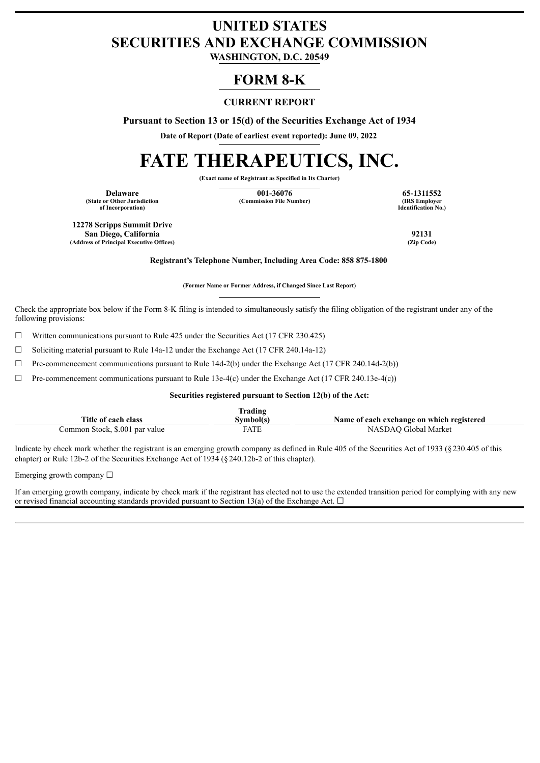# UNITED STATES
# SECURITIES AND EXCHANGE COMMISSION

**WASHINGTON, D.C. 20549**

## FORM 8-K

**CURRENT REPORT**

**Pursuant to Section 13 or 15(d) of the Securities Exchange Act of 1934**

**Date of Report (Date of earliest event reported): June 09, 2022**

# FATE THERAPEUTICS, INC.

**(Exact name of Registrant as Specified in Its Charter)**

| Delaware | 001-36076 | 65-1311552 |
|---|---|---|
| (State or Other Jurisdiction of Incorporation) | (Commission File Number) | (IRS Employer Identification No.) |

| 12278 Scripps Summit Drive San Diego, California | 92131 |
|---|---|
| (Address of Principal Executive Offices) | (Zip Code) |

**Registrant's Telephone Number, Including Area Code: 858 875-1800**

**(Former Name or Former Address, if Changed Since Last Report)**

Check the appropriate box below if the Form 8-K filing is intended to simultaneously satisfy the filing obligation of the registrant under any of the following provisions:

☐ Written communications pursuant to Rule 425 under the Securities Act (17 CFR 230.425)

☐ Soliciting material pursuant to Rule 14a-12 under the Exchange Act (17 CFR 240.14a-12)

☐ Pre-commencement communications pursuant to Rule 14d-2(b) under the Exchange Act (17 CFR 240.14d-2(b))

☐ Pre-commencement communications pursuant to Rule 13e-4(c) under the Exchange Act (17 CFR 240.13e-4(c))

**Securities registered pursuant to Section 12(b) of the Act:**

| Title of each class | Trading Symbol(s) | Name of each exchange on which registered |
|---|---|---|
| Common Stock, $.001 par value | FATE | NASDAQ Global Market |

Indicate by check mark whether the registrant is an emerging growth company as defined in Rule 405 of the Securities Act of 1933 (§230.405 of this chapter) or Rule 12b-2 of the Securities Exchange Act of 1934 (§240.12b-2 of this chapter).

Emerging growth company ☐

If an emerging growth company, indicate by check mark if the registrant has elected not to use the extended transition period for complying with any new or revised financial accounting standards provided pursuant to Section 13(a) of the Exchange Act. ☐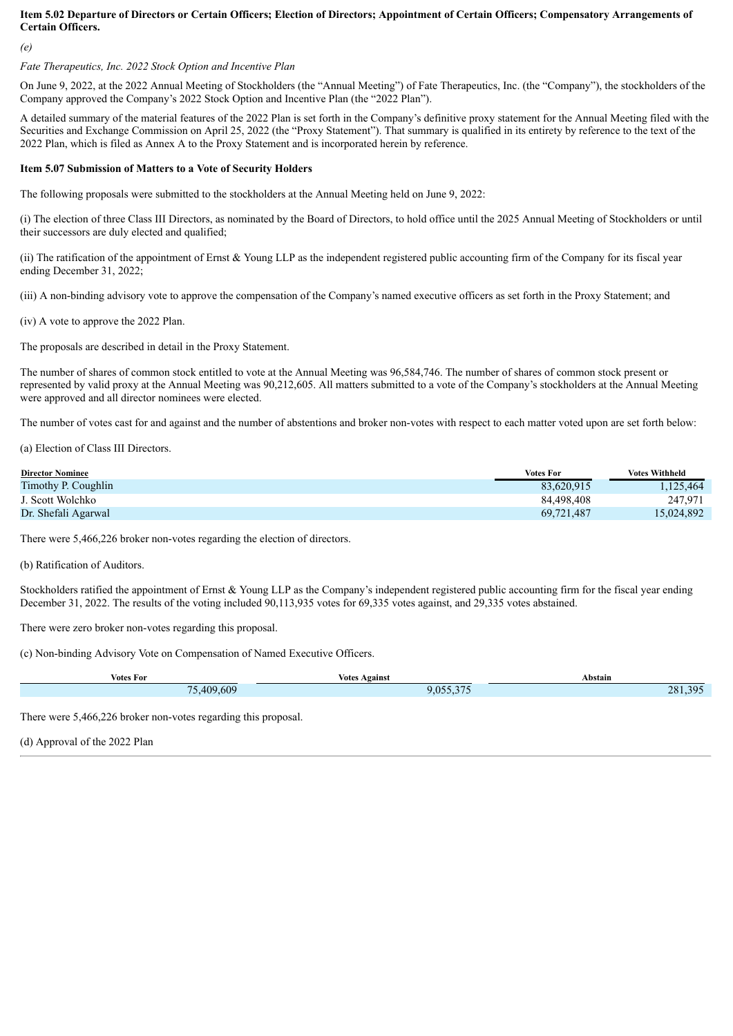**Item 5.02 Departure of Directors or Certain Officers; Election of Directors; Appointment of Certain Officers; Compensatory Arrangements of Certain Officers.**

*(e)*

*Fate Therapeutics, Inc. 2022 Stock Option and Incentive Plan*

On June 9, 2022, at the 2022 Annual Meeting of Stockholders (the "Annual Meeting") of Fate Therapeutics, Inc. (the "Company"), the stockholders of the Company approved the Company's 2022 Stock Option and Incentive Plan (the "2022 Plan").

A detailed summary of the material features of the 2022 Plan is set forth in the Company's definitive proxy statement for the Annual Meeting filed with the Securities and Exchange Commission on April 25, 2022 (the "Proxy Statement"). That summary is qualified in its entirety by reference to the text of the 2022 Plan, which is filed as Annex A to the Proxy Statement and is incorporated herein by reference.

**Item 5.07 Submission of Matters to a Vote of Security Holders**

The following proposals were submitted to the stockholders at the Annual Meeting held on June 9, 2022:

(i) The election of three Class III Directors, as nominated by the Board of Directors, to hold office until the 2025 Annual Meeting of Stockholders or until their successors are duly elected and qualified;

(ii) The ratification of the appointment of Ernst & Young LLP as the independent registered public accounting firm of the Company for its fiscal year ending December 31, 2022;

(iii) A non-binding advisory vote to approve the compensation of the Company's named executive officers as set forth in the Proxy Statement; and

(iv) A vote to approve the 2022 Plan.

The proposals are described in detail in the Proxy Statement.

The number of shares of common stock entitled to vote at the Annual Meeting was 96,584,746. The number of shares of common stock present or represented by valid proxy at the Annual Meeting was 90,212,605. All matters submitted to a vote of the Company's stockholders at the Annual Meeting were approved and all director nominees were elected.

The number of votes cast for and against and the number of abstentions and broker non-votes with respect to each matter voted upon are set forth below:

(a) Election of Class III Directors.

| Director Nominee | Votes For | Votes Withheld |
|---|---|---|
| Timothy P. Coughlin | 83,620,915 | 1,125,464 |
| J. Scott Wolchko | 84,498,408 | 247,971 |
| Dr. Shefali Agarwal | 69,721,487 | 15,024,892 |

There were 5,466,226 broker non-votes regarding the election of directors.

(b) Ratification of Auditors.

Stockholders ratified the appointment of Ernst & Young LLP as the Company's independent registered public accounting firm for the fiscal year ending December 31, 2022. The results of the voting included 90,113,935 votes for 69,335 votes against, and 29,335 votes abstained.

There were zero broker non-votes regarding this proposal.

(c) Non-binding Advisory Vote on Compensation of Named Executive Officers.

| Votes For | Votes Against | Abstain |
|---|---|---|
| 75,409,609 | 9,055,375 | 281,395 |

There were 5,466,226 broker non-votes regarding this proposal.

(d) Approval of the 2022 Plan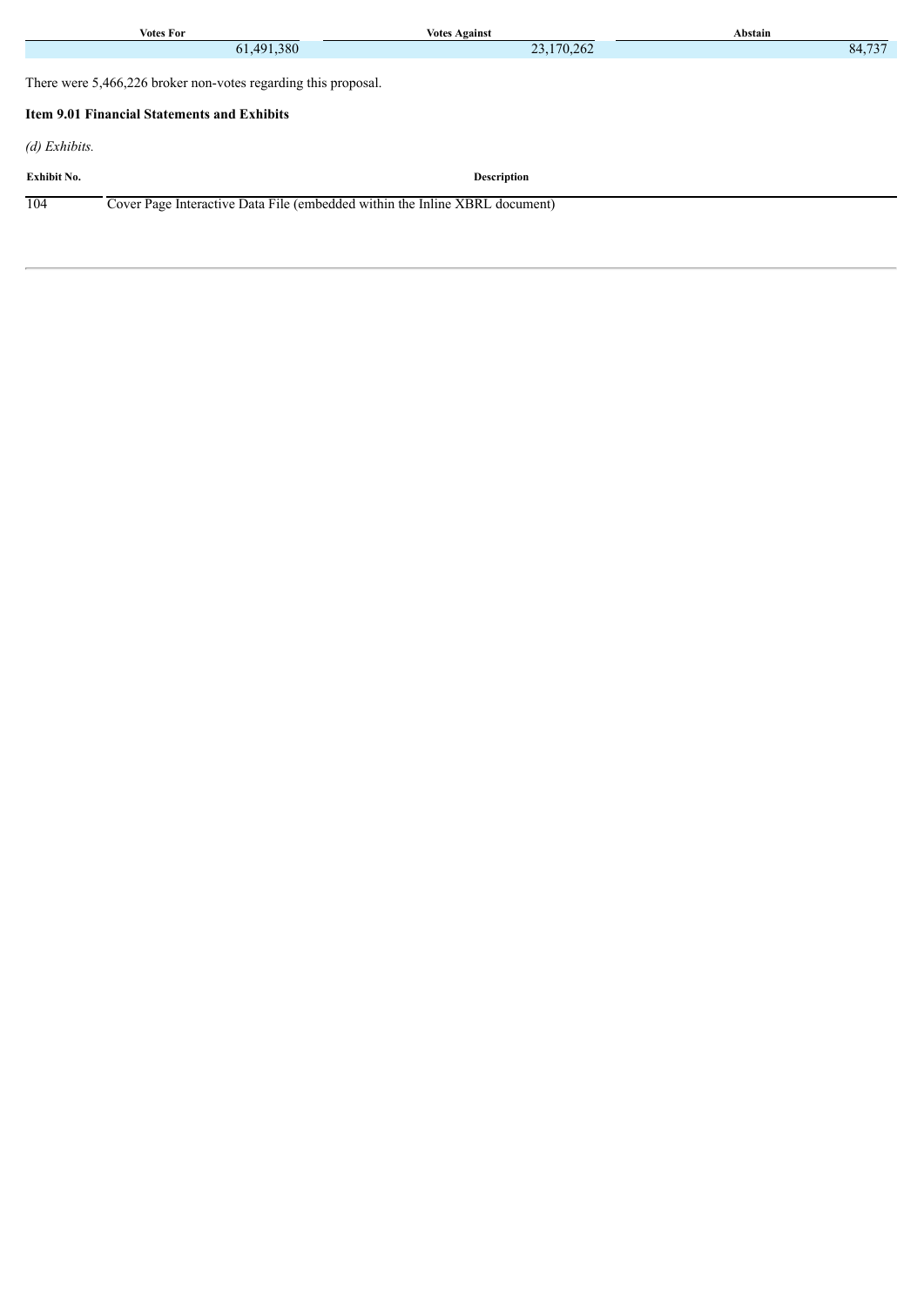| Votes For | Votes Against | Abstain |
| --- | --- | --- |
| 61,491,380 | 23,170,262 | 84,737 |

There were 5,466,226 broker non-votes regarding this proposal.

**Item 9.01 Financial Statements and Exhibits**

*(d) Exhibits.*

| Exhibit No. | Description |
| --- | --- |
| 104 | Cover Page Interactive Data File (embedded within the Inline XBRL document) |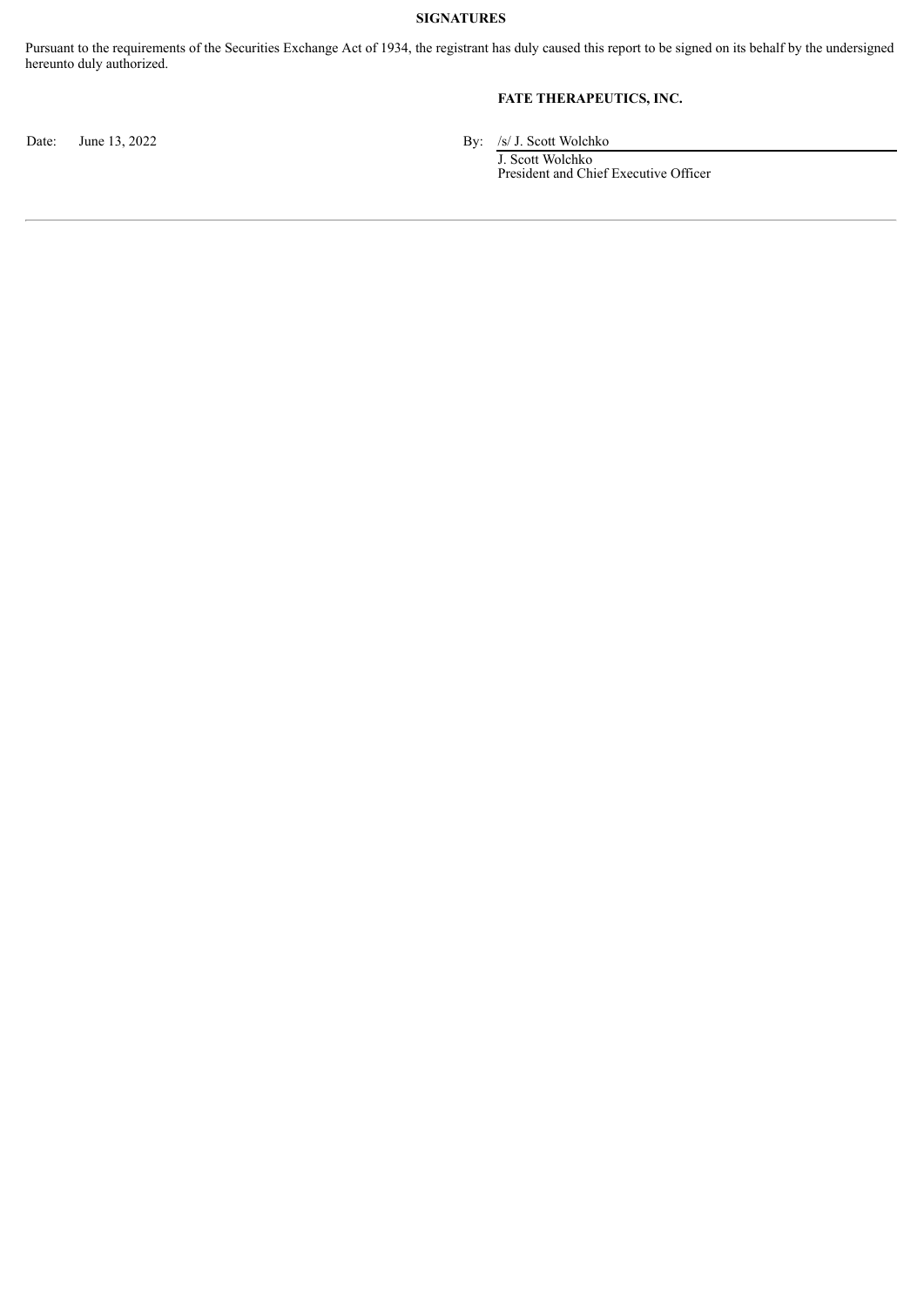**SIGNATURES**

Pursuant to the requirements of the Securities Exchange Act of 1934, the registrant has duly caused this report to be signed on its behalf by the undersigned hereunto duly authorized.

**FATE THERAPEUTICS, INC.**

Date: June 13, 2022

By: /s/ J. Scott Wolchko
J. Scott Wolchko
President and Chief Executive Officer